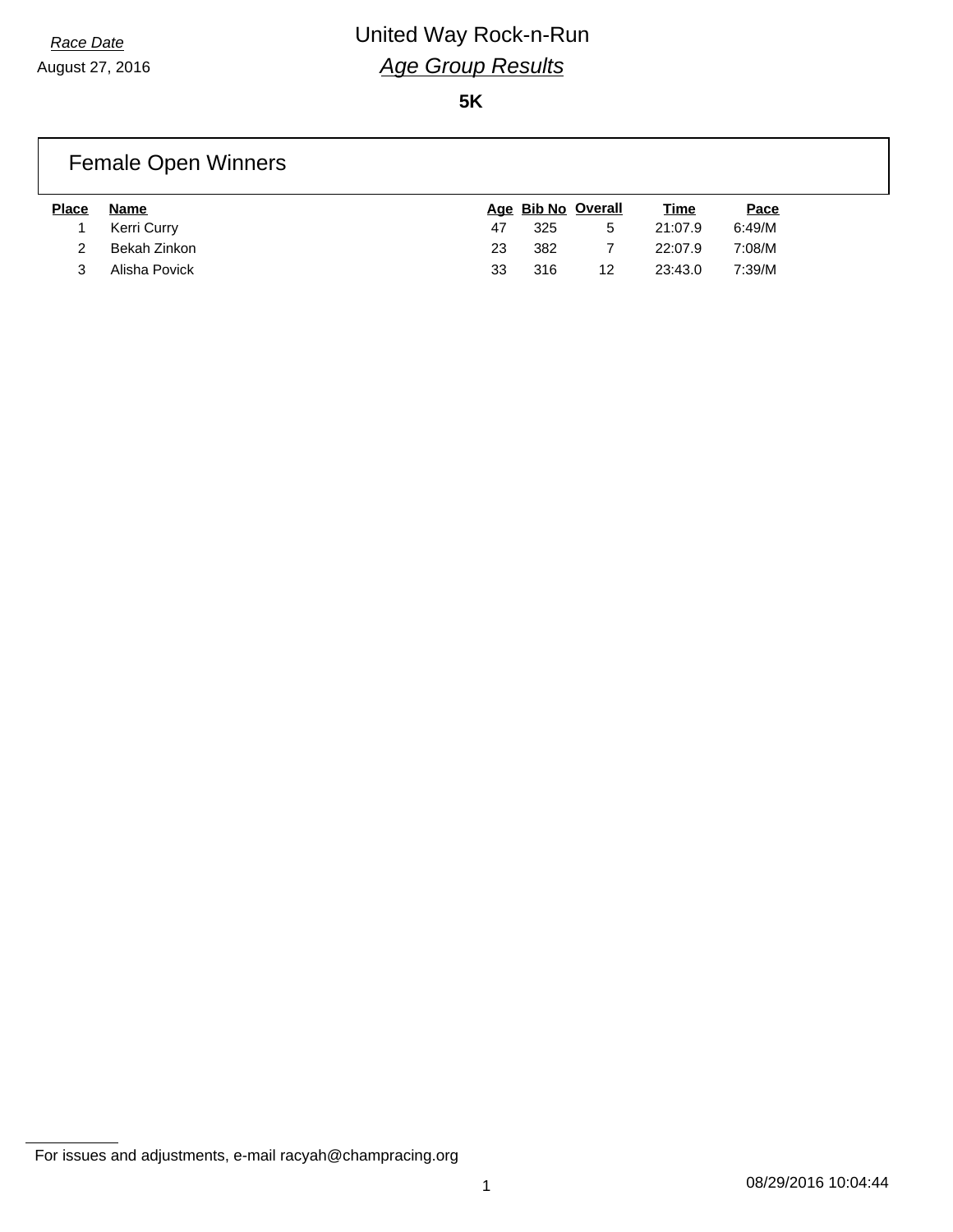*Race Date*

August 27, 2016

# United Way Rock-n-Run

## *Age Group Results*

**5K**

### Female Open Winners

| Place | Name | Age | Bib No | Overall | Time | Pace |
|---|---|---|---|---|---|---|
| 1 | Kerri Curry | 47 | 325 | 5 | 21:07.9 | 6:49/M |
| 2 | Bekah Zinkon | 23 | 382 | 7 | 22:07.9 | 7:08/M |
| 3 | Alisha Povick | 33 | 316 | 12 | 23:43.0 | 7:39/M |

For issues and adjustments, e-mail racyah@champracing.org

08/29/2016 10:04:44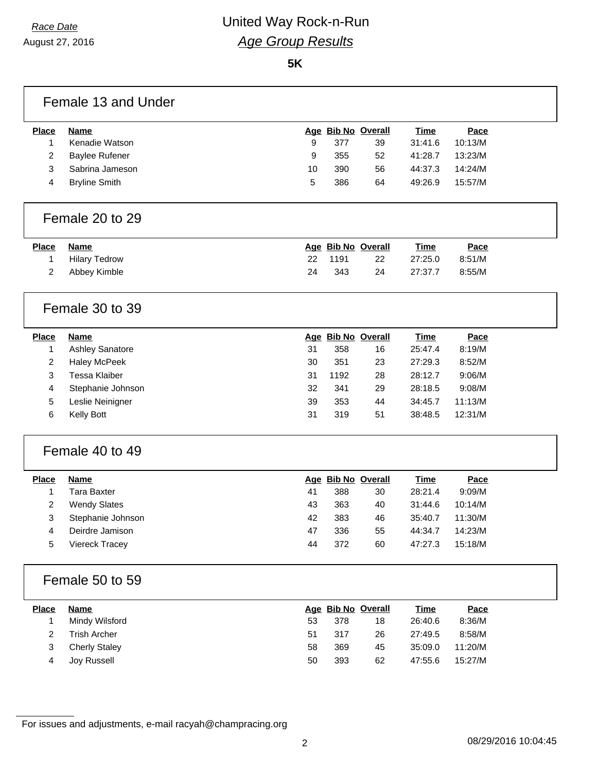Race Date

August 27, 2016

# United Way Rock-n-Run

## *Age Group Results*

**5K**

### Female 13 and Under

| Place | Name | Age | Bib No | Overall | Time | Pace |
|---|---|---|---|---|---|---|
| 1 | Kenadie Watson | 9 | 377 | 39 | 31:41.6 | 10:13/M |
| 2 | Baylee Rufener | 9 | 355 | 52 | 41:28.7 | 13:23/M |
| 3 | Sabrina Jameson | 10 | 390 | 56 | 44:37.3 | 14:24/M |
| 4 | Bryline Smith | 5 | 386 | 64 | 49:26.9 | 15:57/M |

### Female 20 to 29

| Place | Name | Age | Bib No | Overall | Time | Pace |
|---|---|---|---|---|---|---|
| 1 | Hilary Tedrow | 22 | 1191 | 22 | 27:25.0 | 8:51/M |
| 2 | Abbey Kimble | 24 | 343 | 24 | 27:37.7 | 8:55/M |

### Female 30 to 39

| Place | Name | Age | Bib No | Overall | Time | Pace |
|---|---|---|---|---|---|---|
| 1 | Ashley Sanatore | 31 | 358 | 16 | 25:47.4 | 8:19/M |
| 2 | Haley McPeek | 30 | 351 | 23 | 27:29.3 | 8:52/M |
| 3 | Tessa Klaiber | 31 | 1192 | 28 | 28:12.7 | 9:06/M |
| 4 | Stephanie Johnson | 32 | 341 | 29 | 28:18.5 | 9:08/M |
| 5 | Leslie Neinigner | 39 | 353 | 44 | 34:45.7 | 11:13/M |
| 6 | Kelly Bott | 31 | 319 | 51 | 38:48.5 | 12:31/M |

### Female 40 to 49

| Place | Name | Age | Bib No | Overall | Time | Pace |
|---|---|---|---|---|---|---|
| 1 | Tara Baxter | 41 | 388 | 30 | 28:21.4 | 9:09/M |
| 2 | Wendy Slates | 43 | 363 | 40 | 31:44.6 | 10:14/M |
| 3 | Stephanie Johnson | 42 | 383 | 46 | 35:40.7 | 11:30/M |
| 4 | Deirdre Jamison | 47 | 336 | 55 | 44:34.7 | 14:23/M |
| 5 | Viereck Tracey | 44 | 372 | 60 | 47:27.3 | 15:18/M |

### Female 50 to 59

| Place | Name | Age | Bib No | Overall | Time | Pace |
|---|---|---|---|---|---|---|
| 1 | Mindy Wilsford | 53 | 378 | 18 | 26:40.6 | 8:36/M |
| 2 | Trish Archer | 51 | 317 | 26 | 27:49.5 | 8:58/M |
| 3 | Cherly Staley | 58 | 369 | 45 | 35:09.0 | 11:20/M |
| 4 | Joy Russell | 50 | 393 | 62 | 47:55.6 | 15:27/M |

For issues and adjustments, e-mail racyah@champracing.org

08/29/2016 10:04:45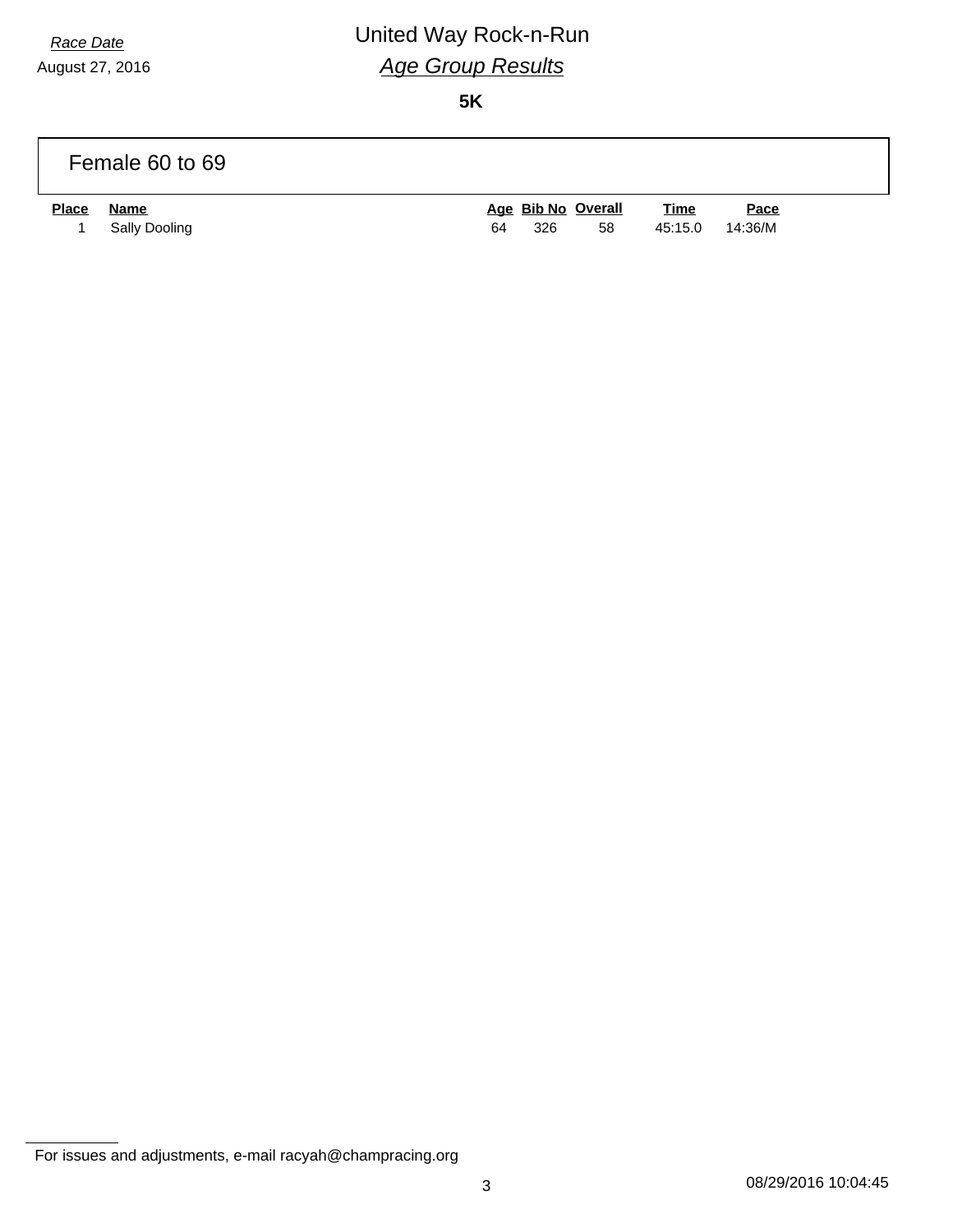*Race Date*

August 27, 2016

# United Way Rock-n-Run

## *Age Group Results*

**5K**

### Female 60 to 69

| Place | Name | Age | Bib No | Overall | Time | Pace |
|---|---|---|---|---|---|---|
| 1 | Sally Dooling | 64 | 326 | 58 | 45:15.0 | 14:36/M |

For issues and adjustments, e-mail racyah@champracing.org

08/29/2016 10:04:45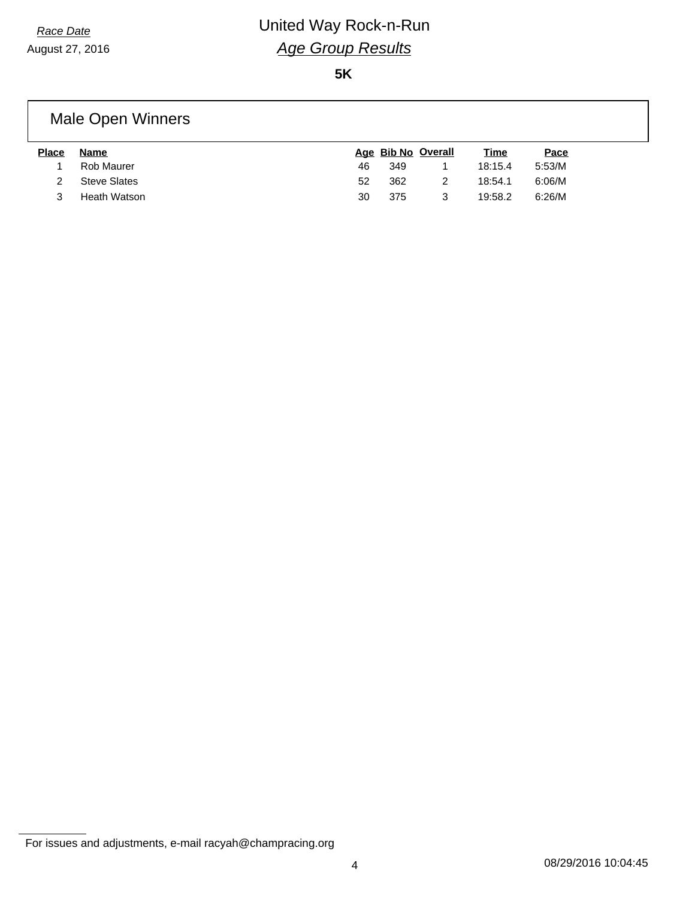*Race Date*
August 27, 2016

# United Way Rock-n-Run

## *Age Group Results*

**5K**

### Male Open Winners

| Place | Name | Age | Bib No | Overall | Time | Pace |
|---|---|---|---|---|---|---|
| 1 | Rob Maurer | 46 | 349 | 1 | 18:15.4 | 5:53/M |
| 2 | Steve Slates | 52 | 362 | 2 | 18:54.1 | 6:06/M |
| 3 | Heath Watson | 30 | 375 | 3 | 19:58.2 | 6:26/M |

For issues and adjustments, e-mail racyah@champracing.org

08/29/2016 10:04:45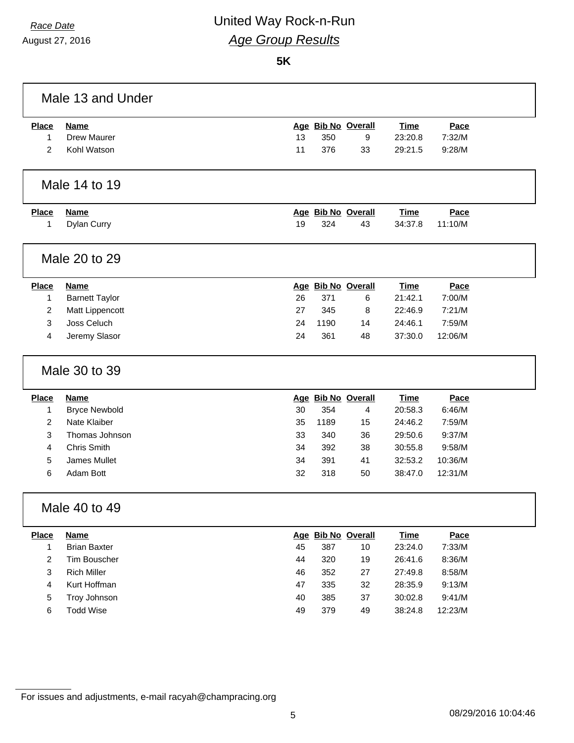*Race Date*
August 27, 2016

# United Way Rock-n-Run

## *Age Group Results*

**5K**

### Male 13 and Under

| Place | Name | Age | Bib No | Overall | Time | Pace |
|---|---|---|---|---|---|---|
| 1 | Drew Maurer | 13 | 350 | 9 | 23:20.8 | 7:32/M |
| 2 | Kohl Watson | 11 | 376 | 33 | 29:21.5 | 9:28/M |

### Male 14 to 19

| Place | Name | Age | Bib No | Overall | Time | Pace |
|---|---|---|---|---|---|---|
| 1 | Dylan Curry | 19 | 324 | 43 | 34:37.8 | 11:10/M |

### Male 20 to 29

| Place | Name | Age | Bib No | Overall | Time | Pace |
|---|---|---|---|---|---|---|
| 1 | Barnett Taylor | 26 | 371 | 6 | 21:42.1 | 7:00/M |
| 2 | Matt Lippencott | 27 | 345 | 8 | 22:46.9 | 7:21/M |
| 3 | Joss Celuch | 24 | 1190 | 14 | 24:46.1 | 7:59/M |
| 4 | Jeremy Slasor | 24 | 361 | 48 | 37:30.0 | 12:06/M |

### Male 30 to 39

| Place | Name | Age | Bib No | Overall | Time | Pace |
|---|---|---|---|---|---|---|
| 1 | Bryce Newbold | 30 | 354 | 4 | 20:58.3 | 6:46/M |
| 2 | Nate Klaiber | 35 | 1189 | 15 | 24:46.2 | 7:59/M |
| 3 | Thomas Johnson | 33 | 340 | 36 | 29:50.6 | 9:37/M |
| 4 | Chris Smith | 34 | 392 | 38 | 30:55.8 | 9:58/M |
| 5 | James Mullet | 34 | 391 | 41 | 32:53.2 | 10:36/M |
| 6 | Adam Bott | 32 | 318 | 50 | 38:47.0 | 12:31/M |

### Male 40 to 49

| Place | Name | Age | Bib No | Overall | Time | Pace |
|---|---|---|---|---|---|---|
| 1 | Brian Baxter | 45 | 387 | 10 | 23:24.0 | 7:33/M |
| 2 | Tim Bouscher | 44 | 320 | 19 | 26:41.6 | 8:36/M |
| 3 | Rich Miller | 46 | 352 | 27 | 27:49.8 | 8:58/M |
| 4 | Kurt Hoffman | 47 | 335 | 32 | 28:35.9 | 9:13/M |
| 5 | Troy Johnson | 40 | 385 | 37 | 30:02.8 | 9:41/M |
| 6 | Todd Wise | 49 | 379 | 49 | 38:24.8 | 12:23/M |

For issues and adjustments, e-mail racyah@champracing.org

08/29/2016 10:04:46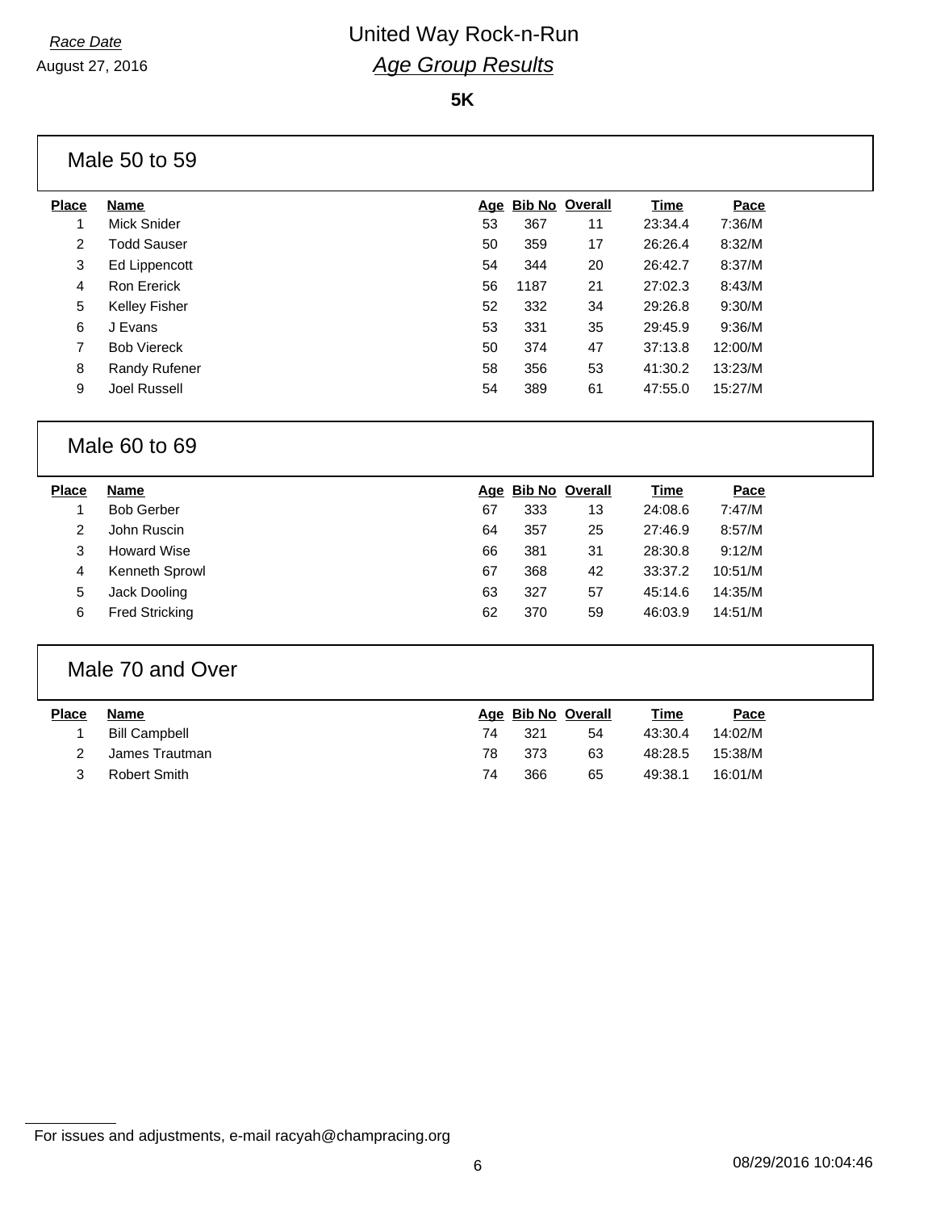Race Date

August 27, 2016

# United Way Rock-n-Run

## *Age Group Results*

**5K**

### Male 50 to 59

| Place | Name | Age | Bib No | Overall | Time | Pace |
|---|---|---|---|---|---|---|
| 1 | Mick Snider | 53 | 367 | 11 | 23:34.4 | 7:36/M |
| 2 | Todd Sauser | 50 | 359 | 17 | 26:26.4 | 8:32/M |
| 3 | Ed Lippencott | 54 | 344 | 20 | 26:42.7 | 8:37/M |
| 4 | Ron Ererick | 56 | 1187 | 21 | 27:02.3 | 8:43/M |
| 5 | Kelley Fisher | 52 | 332 | 34 | 29:26.8 | 9:30/M |
| 6 | J Evans | 53 | 331 | 35 | 29:45.9 | 9:36/M |
| 7 | Bob Viereck | 50 | 374 | 47 | 37:13.8 | 12:00/M |
| 8 | Randy Rufener | 58 | 356 | 53 | 41:30.2 | 13:23/M |
| 9 | Joel Russell | 54 | 389 | 61 | 47:55.0 | 15:27/M |

### Male 60 to 69

| Place | Name | Age | Bib No | Overall | Time | Pace |
|---|---|---|---|---|---|---|
| 1 | Bob Gerber | 67 | 333 | 13 | 24:08.6 | 7:47/M |
| 2 | John Ruscin | 64 | 357 | 25 | 27:46.9 | 8:57/M |
| 3 | Howard Wise | 66 | 381 | 31 | 28:30.8 | 9:12/M |
| 4 | Kenneth Sprowl | 67 | 368 | 42 | 33:37.2 | 10:51/M |
| 5 | Jack Dooling | 63 | 327 | 57 | 45:14.6 | 14:35/M |
| 6 | Fred Stricking | 62 | 370 | 59 | 46:03.9 | 14:51/M |

### Male 70 and Over

| Place | Name | Age | Bib No | Overall | Time | Pace |
|---|---|---|---|---|---|---|
| 1 | Bill Campbell | 74 | 321 | 54 | 43:30.4 | 14:02/M |
| 2 | James Trautman | 78 | 373 | 63 | 48:28.5 | 15:38/M |
| 3 | Robert Smith | 74 | 366 | 65 | 49:38.1 | 16:01/M |

For issues and adjustments, e-mail racyah@champracing.org

08/29/2016 10:04:46